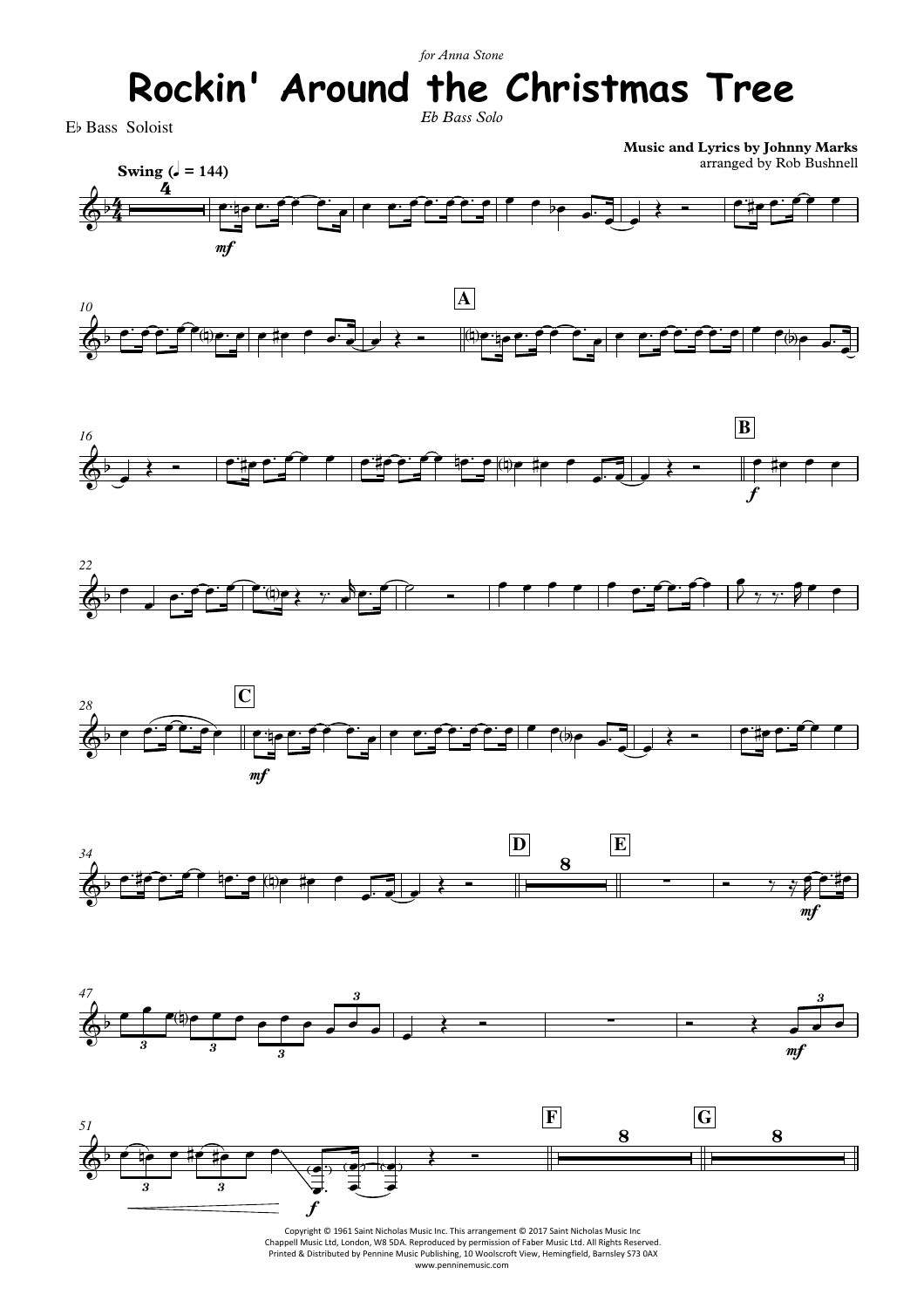*for Anna Stone*

# Rockin' Around the Christmas Tree

*Eb Bass Solo*

E♭ Bass Soloist

**Music and Lyrics by Johnny Marks**
arranged by Rob Bushnell

Copyright © 1961 Saint Nicholas Music Inc. This arrangement © 2017 Saint Nicholas Music Inc
Chappell Music Ltd, London, W8 5DA. Reproduced by permission of Faber Music Ltd. All Rights Reserved.
Printed & Distributed by Pennine Music Publishing, 10 Woolscroft View, Hemingfield, Barnsley S73 0AX
www.penninemusic.com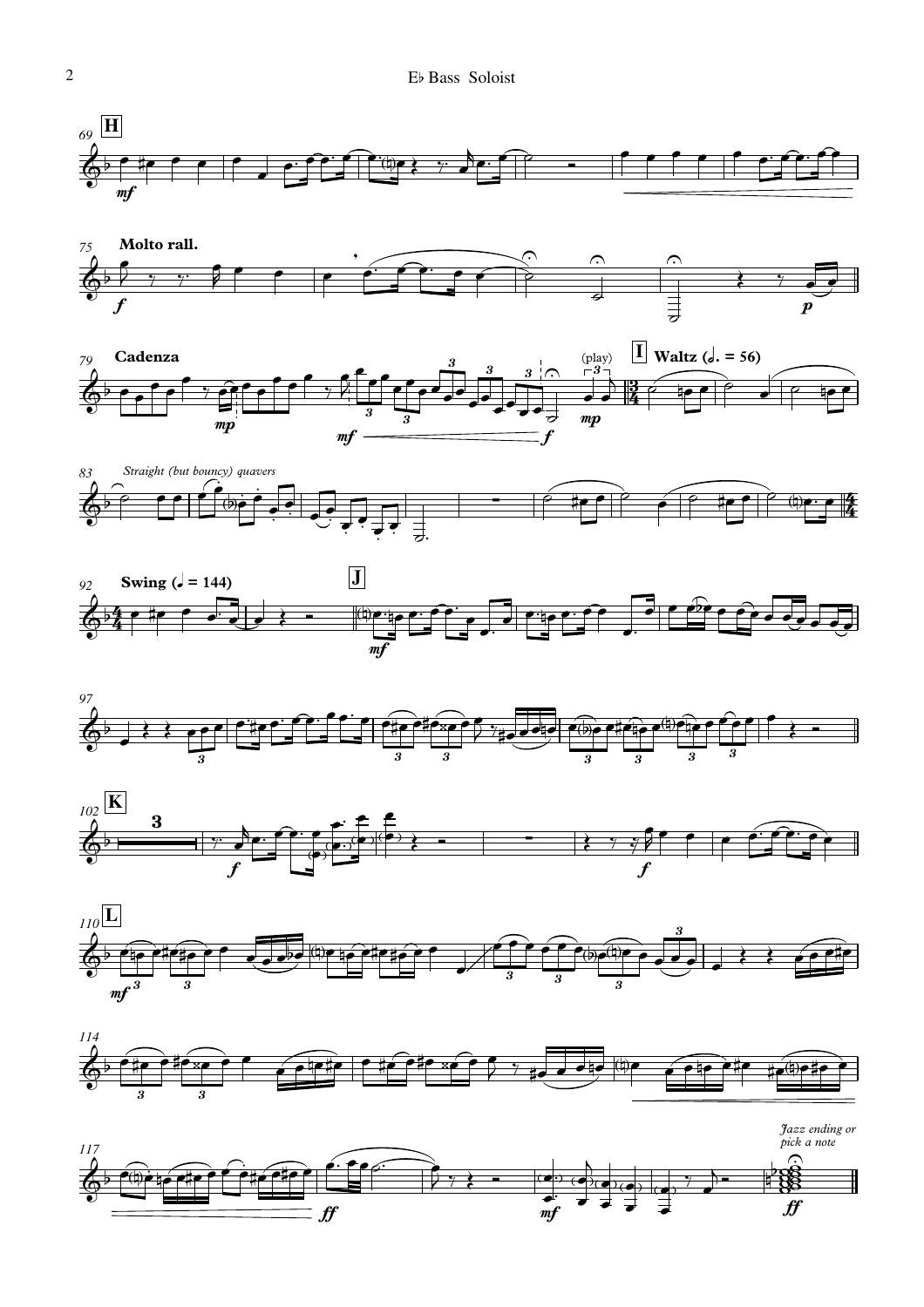Eb Bass Soloist

H

mf

Molto rall.

f

p

Cadenza

mp

mf

f

(play)

mp

I Waltz (♩. = 56)

*Straight (but bouncy) quavers*

Swing (♩ = 144)

J

mf

K

f

f

L

mf

ff

mf

*Jazz ending or pick a note*

ff